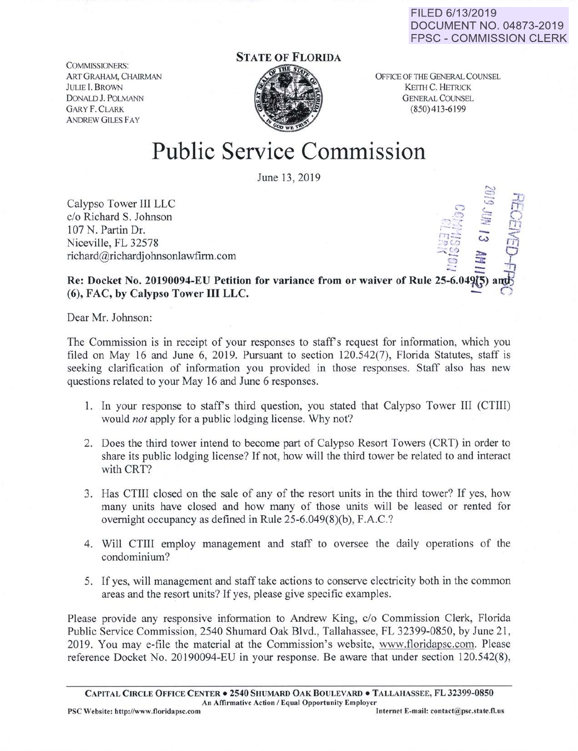FILED 6/13/2019
DOCUMENT NO. 04873-2019
FPSC - COMMISSION CLERK

COMMISSIONERS:
ART GRAHAM, CHAIRMAN
JULIE I. BROWN
DONALD J. POLMANN
GARY F. CLARK
ANDREW GILES FAY

STATE OF FLORIDA

OFFICE OF THE GENERAL COUNSEL
KEITH C. HETRICK
GENERAL COUNSEL
(850)413-6199

# Public Service Commission

June 13, 2019

Calypso Tower III LLC
c/o Richard S. Johnson
107 N. Partin Dr.
Niceville, FL 32578
richard@richardjohnsonlawfirm.com

2019 JUN 13 AM 11:21
COMMISSION CLERK
RECEIVED-FPSC

**Re: Docket No. 20190094-EU Petition for variance from or waiver of Rule 25-6.049(5) and (6), FAC, by Calypso Tower III LLC.**

Dear Mr. Johnson:

The Commission is in receipt of your responses to staff's request for information, which you filed on May 16 and June 6, 2019. Pursuant to section 120.542(7), Florida Statutes, staff is seeking clarification of information you provided in those responses. Staff also has new questions related to your May 16 and June 6 responses.

1. In your response to staff's third question, you stated that Calypso Tower III (CTIII) would *not* apply for a public lodging license. Why not?

2. Does the third tower intend to become part of Calypso Resort Towers (CRT) in order to share its public lodging license? If not, how will the third tower be related to and interact with CRT?

3. Has CTIII closed on the sale of any of the resort units in the third tower? If yes, how many units have closed and how many of those units will be leased or rented for overnight occupancy as defined in Rule 25-6.049(8)(b), F.A.C.?

4. Will CTIII employ management and staff to oversee the daily operations of the condominium?

5. If yes, will management and staff take actions to conserve electricity both in the common areas and the resort units? If yes, please give specific examples.

Please provide any responsive information to Andrew King, c/o Commission Clerk, Florida Public Service Commission, 2540 Shumard Oak Blvd., Tallahassee, FL 32399-0850, by June 21, 2019. You may e-file the material at the Commission's website, www.floridapsc.com. Please reference Docket No. 20190094-EU in your response. Be aware that under section 120.542(8),

CAPITAL CIRCLE OFFICE CENTER • 2540 SHUMARD OAK BOULEVARD • TALLAHASSEE, FL 32399-0850
An Affirmative Action / Equal Opportunity Employer
PSC Website: http://www.floridapsc.com Internet E-mail: contact@psc.state.fl.us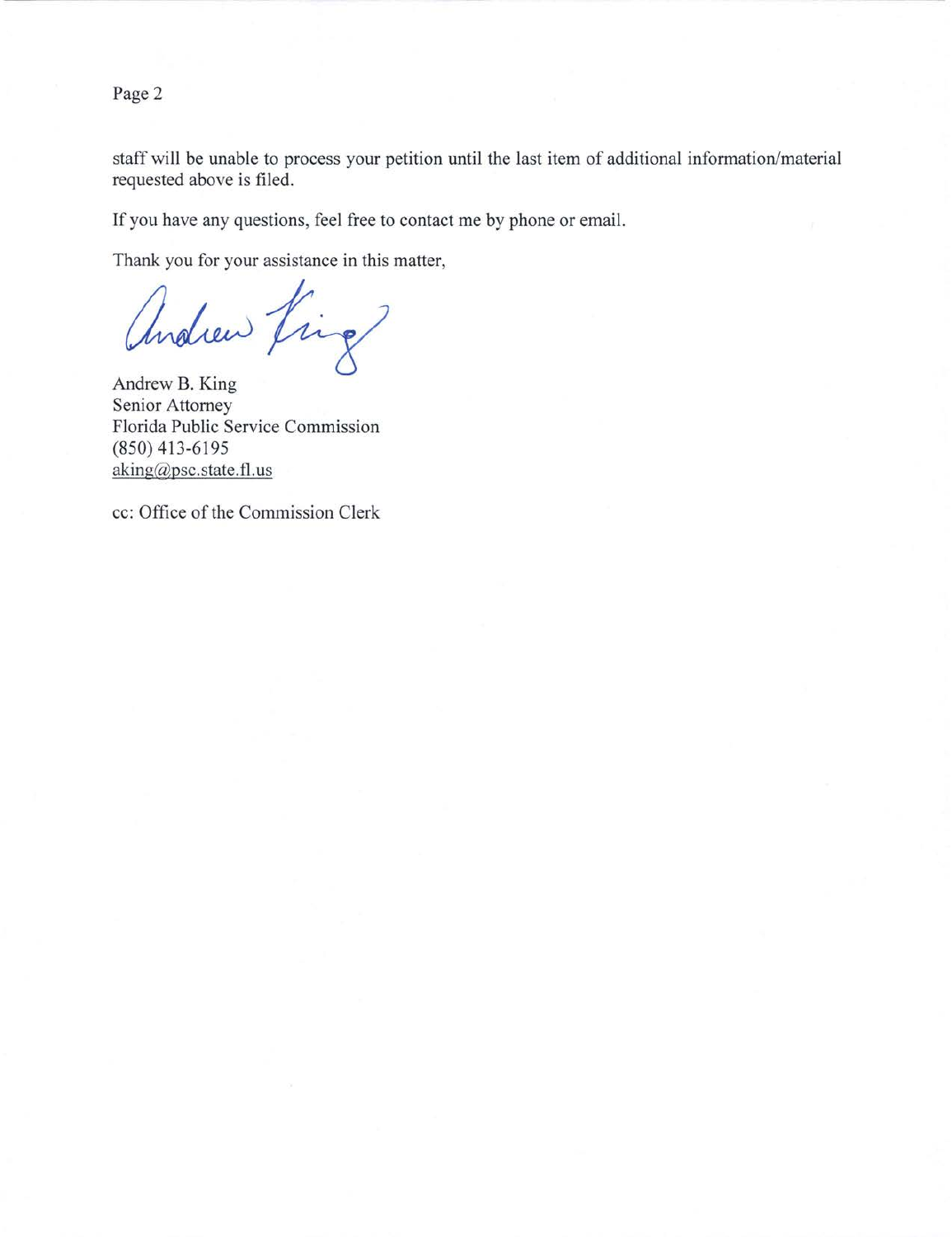staff will be unable to process your petition until the last item of additional information/material requested above is filed.

If you have any questions, feel free to contact me by phone or email.

Thank you for your assistance in this matter,

Andrew B. King
Senior Attorney
Florida Public Service Commission
(850) 413-6195
aking@psc.state.fl.us

cc: Office of the Commission Clerk